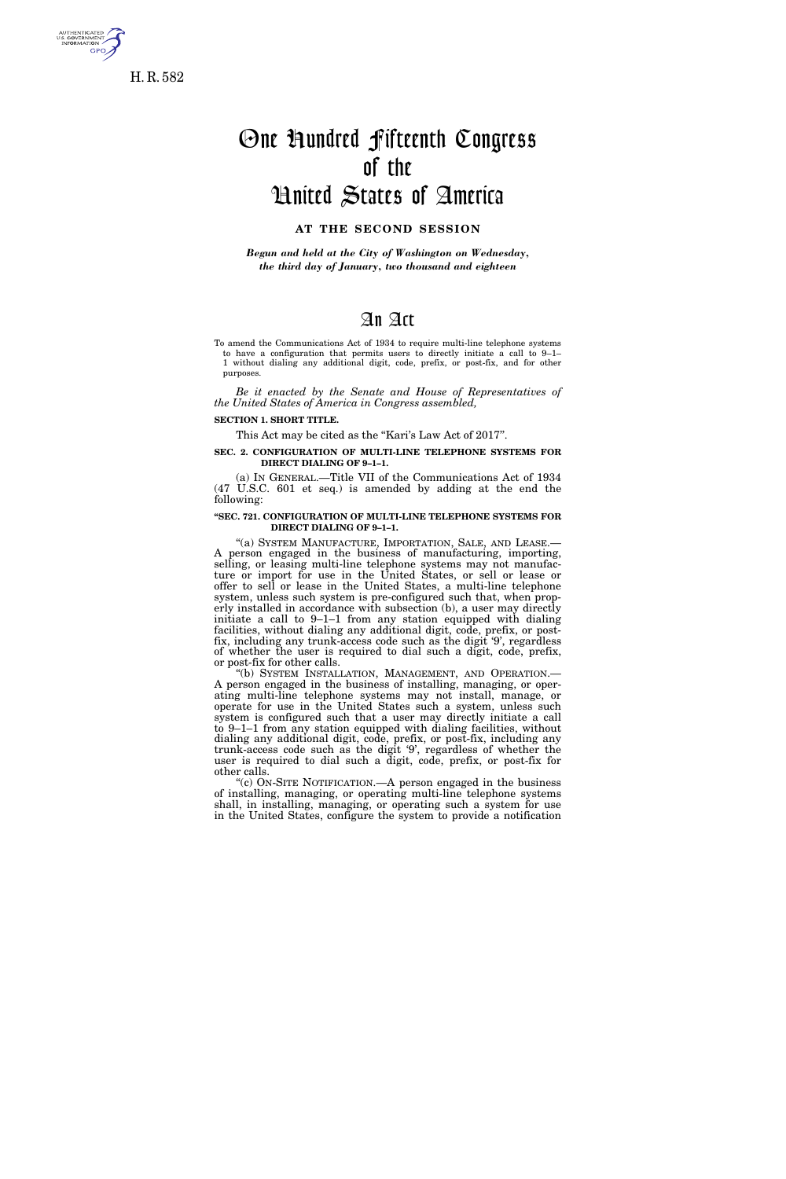H. R. 582

# One Hundred Fifteenth Congress of the United States of America

**AT THE SECOND SESSION**

***Begun and held at the City of Washington on Wednesday, the third day of January, two thousand and eighteen***

# An Act

To amend the Communications Act of 1934 to require multi-line telephone systems to have a configuration that permits users to directly initiate a call to 9–1–1 without dialing any additional digit, code, prefix, or post-fix, and for other purposes.

*Be it enacted by the Senate and House of Representatives of the United States of America in Congress assembled,*

**SECTION 1. SHORT TITLE.**

This Act may be cited as the "Kari's Law Act of 2017".

**SEC. 2. CONFIGURATION OF MULTI-LINE TELEPHONE SYSTEMS FOR DIRECT DIALING OF 9–1–1.**

(a) IN GENERAL.—Title VII of the Communications Act of 1934 (47 U.S.C. 601 et seq.) is amended by adding at the end the following:

**"SEC. 721. CONFIGURATION OF MULTI-LINE TELEPHONE SYSTEMS FOR DIRECT DIALING OF 9–1–1.**

"(a) SYSTEM MANUFACTURE, IMPORTATION, SALE, AND LEASE.—A person engaged in the business of manufacturing, importing, selling, or leasing multi-line telephone systems may not manufacture or import for use in the United States, or sell or lease or offer to sell or lease in the United States, a multi-line telephone system, unless such system is pre-configured such that, when properly installed in accordance with subsection (b), a user may directly initiate a call to 9–1–1 from any station equipped with dialing facilities, without dialing any additional digit, code, prefix, or post-fix, including any trunk-access code such as the digit '9', regardless of whether the user is required to dial such a digit, code, prefix, or post-fix for other calls.

"(b) SYSTEM INSTALLATION, MANAGEMENT, AND OPERATION.—A person engaged in the business of installing, managing, or operating multi-line telephone systems may not install, manage, or operate for use in the United States such a system, unless such system is configured such that a user may directly initiate a call to 9–1–1 from any station equipped with dialing facilities, without dialing any additional digit, code, prefix, or post-fix, including any trunk-access code such as the digit '9', regardless of whether the user is required to dial such a digit, code, prefix, or post-fix for other calls.

"(c) ON-SITE NOTIFICATION.—A person engaged in the business of installing, managing, or operating multi-line telephone systems shall, in installing, managing, or operating such a system for use in the United States, configure the system to provide a notification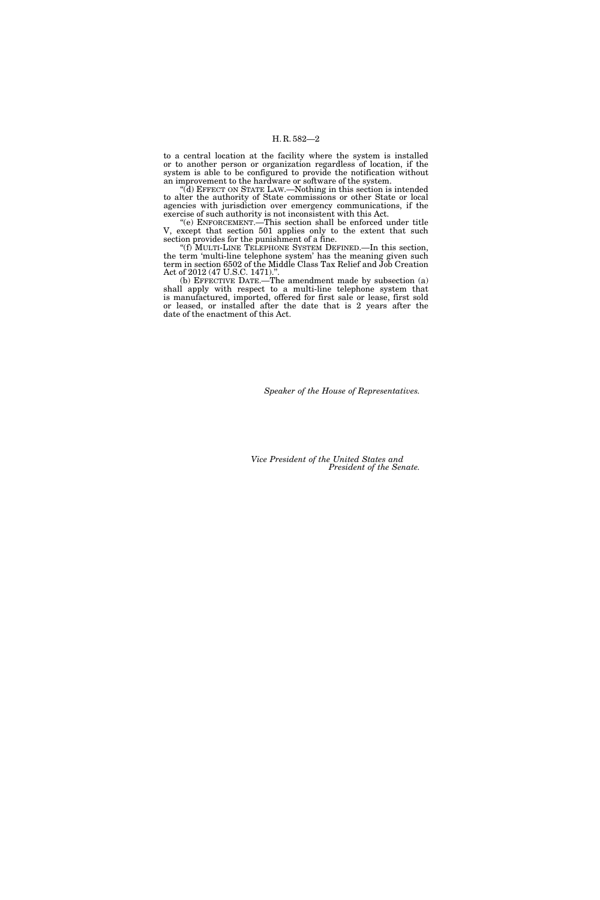to a central location at the facility where the system is installed or to another person or organization regardless of location, if the system is able to be configured to provide the notification without an improvement to the hardware or software of the system.

"(d) EFFECT ON STATE LAW.—Nothing in this section is intended to alter the authority of State commissions or other State or local agencies with jurisdiction over emergency communications, if the exercise of such authority is not inconsistent with this Act.

"(e) ENFORCEMENT.—This section shall be enforced under title V, except that section 501 applies only to the extent that such section provides for the punishment of a fine.

"(f) MULTI-LINE TELEPHONE SYSTEM DEFINED.—In this section, the term 'multi-line telephone system' has the meaning given such term in section 6502 of the Middle Class Tax Relief and Job Creation Act of 2012 (47 U.S.C. 1471).".

(b) EFFECTIVE DATE.—The amendment made by subsection (a) shall apply with respect to a multi-line telephone system that is manufactured, imported, offered for first sale or lease, first sold or leased, or installed after the date that is 2 years after the date of the enactment of this Act.

*Speaker of the House of Representatives.*

*Vice President of the United States and President of the Senate.*